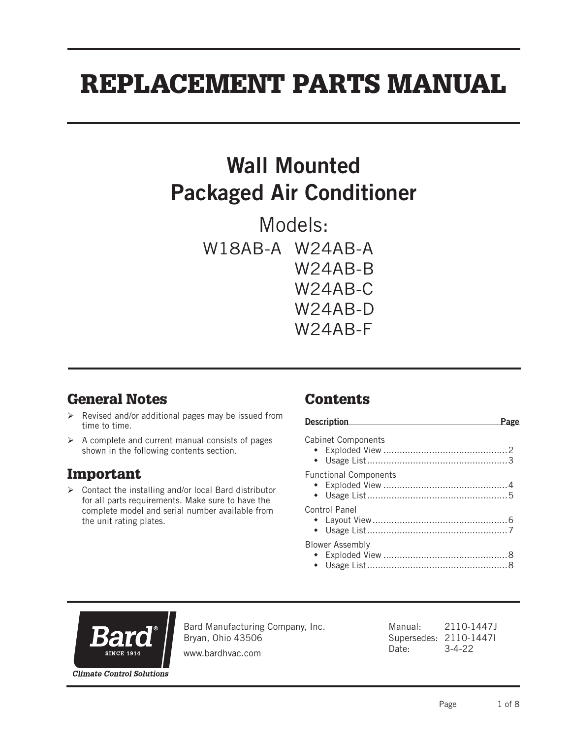# REPLACEMENT PARTS MANUAL

## Wall Mounted Packaged Air Conditioner

Models:

W18AB-A W24AB-A
W24AB-B
W24AB-C
W24AB-D
W24AB-F

## General Notes

- Revised and/or additional pages may be issued from time to time.
- A complete and current manual consists of pages shown in the following contents section.

## Important

- Contact the installing and/or local Bard distributor for all parts requirements. Make sure to have the complete model and serial number available from the unit rating plates.

## Contents

| Description | Page |
|---|---|
| Cabinet Components | |
| • Exploded View | 2 |
| • Usage List | 3 |
| Functional Components | |
| • Exploded View | 4 |
| • Usage List | 5 |
| Control Panel | |
| • Layout View | 6 |
| • Usage List | 7 |
| Blower Assembly | |
| • Exploded View | 8 |
| • Usage List | 8 |

Bard® SINCE 1914
*Climate Control Solutions*

Bard Manufacturing Company, Inc.
Bryan, Ohio 43506
www.bardhvac.com

Manual: 2110-1447J
Supersedes: 2110-1447I
Date: 3-4-22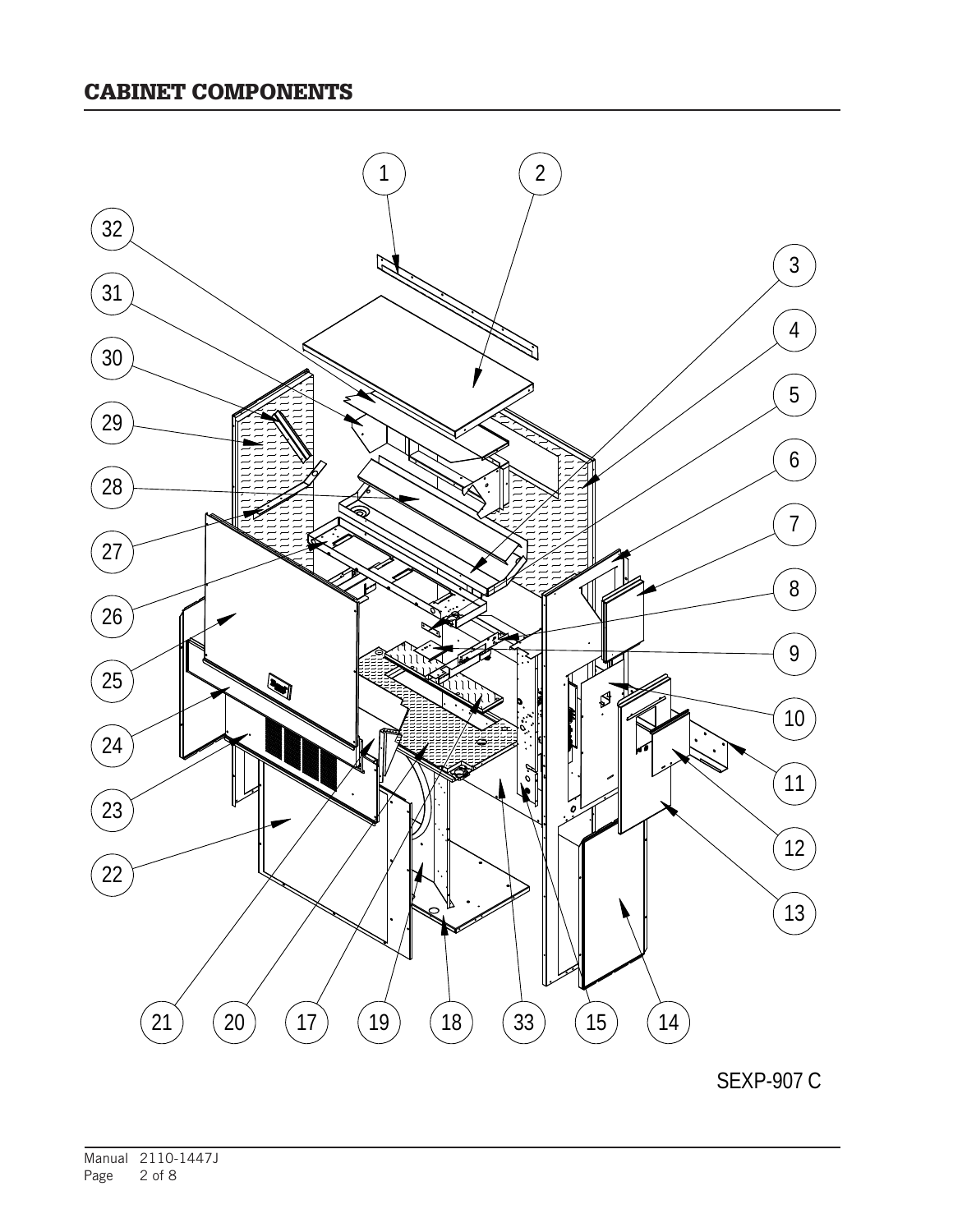## CABINET COMPONENTS

SEXP-907 C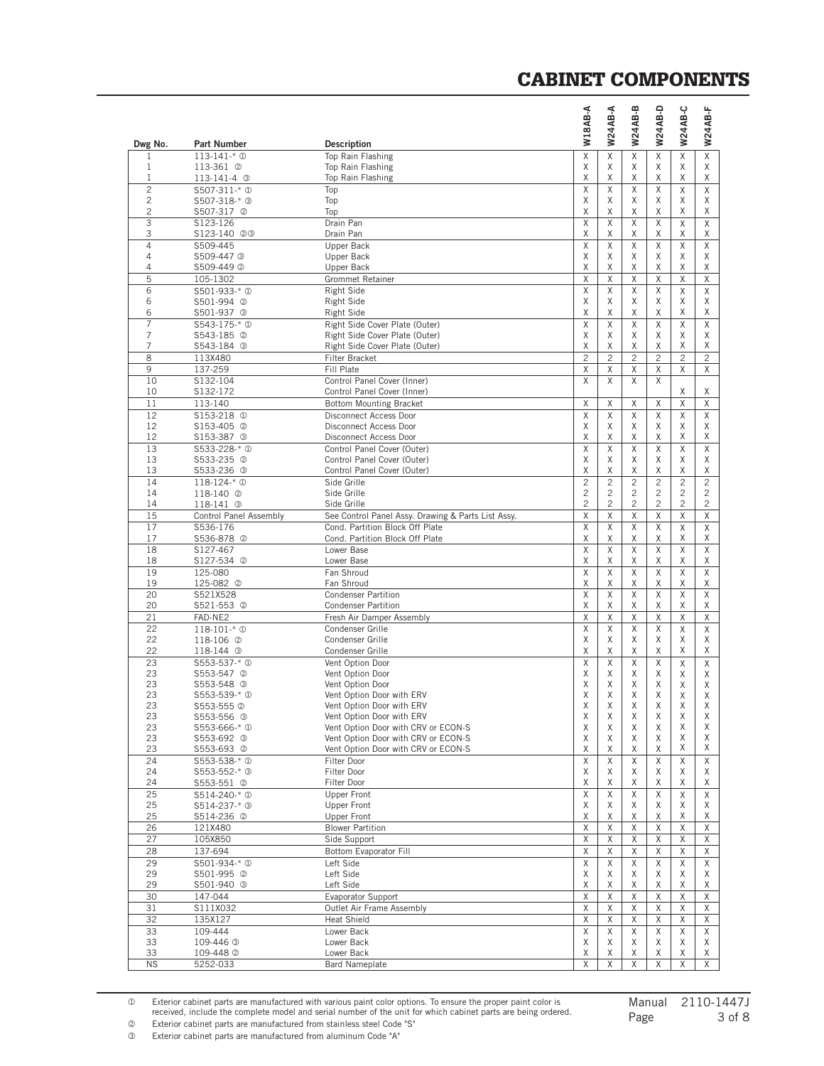# CABINET COMPONENTS

| Dwg No. | Part Number | Description | W18AB-A | W24AB-A | W24AB-B | W24AB-D | W24AB-C | W24AB-F |
|---|---|---|---|---|---|---|---|---|
| 1 | 113-141-* ① | Top Rain Flashing | X | X | X | X | X | X |
| 1 | 113-361 ② | Top Rain Flashing | X | X | X | X | X | X |
| 1 | 113-141-4 ③ | Top Rain Flashing | X | X | X | X | X | X |
| 2 | S507-311-* ① | Top | X | X | X | X | X | X |
| 2 | S507-318-* ③ | Top | X | X | X | X | X | X |
| 2 | S507-317 ② | Top | X | X | X | X | X | X |
| 3 | S123-126 | Drain Pan | X | X | X | X | X | X |
| 3 | S123-140 ②③ | Drain Pan | X | X | X | X | X | X |
| 4 | S509-445 | Upper Back | X | X | X | X | X | X |
| 4 | S509-447 ③ | Upper Back | X | X | X | X | X | X |
| 4 | S509-449 ② | Upper Back | X | X | X | X | X | X |
| 5 | 105-1302 | Grommet Retainer | X | X | X | X | X | X |
| 6 | S501-933-* ① | Right Side | X | X | X | X | X | X |
| 6 | S501-994 ② | Right Side | X | X | X | X | X | X |
| 6 | S501-937 ③ | Right Side | X | X | X | X | X | X |
| 7 | S543-175-* ① | Right Side Cover Plate (Outer) | X | X | X | X | X | X |
| 7 | S543-185 ② | Right Side Cover Plate (Outer) | X | X | X | X | X | X |
| 7 | S543-184 ③ | Right Side Cover Plate (Outer) | X | X | X | X | X | X |
| 8 | 113X480 | Filter Bracket | 2 | 2 | 2 | 2 | 2 | 2 |
| 9 | 137-259 | Fill Plate | X | X | X | X | X | X |
| 10 | S132-104 | Control Panel Cover (Inner) | X | X | X | X | | |
| 10 | S132-172 | Control Panel Cover (Inner) | | | | | X | X |
| 11 | 113-140 | Bottom Mounting Bracket | X | X | X | X | X | X |
| 12 | S153-218 ① | Disconnect Access Door | X | X | X | X | X | X |
| 12 | S153-405 ② | Disconnect Access Door | X | X | X | X | X | X |
| 12 | S153-387 ③ | Disconnect Access Door | X | X | X | X | X | X |
| 13 | S533-228-* ① | Control Panel Cover (Outer) | X | X | X | X | X | X |
| 13 | S533-235 ② | Control Panel Cover (Outer) | X | X | X | X | X | X |
| 13 | S533-236 ③ | Control Panel Cover (Outer) | X | X | X | X | X | X |
| 14 | 118-124-* ① | Side Grille | 2 | 2 | 2 | 2 | 2 | 2 |
| 14 | 118-140 ② | Side Grille | 2 | 2 | 2 | 2 | 2 | 2 |
| 14 | 118-141 ③ | Side Grille | 2 | 2 | 2 | 2 | 2 | 2 |
| 15 | Control Panel Assembly | See Control Panel Assy. Drawing & Parts List Assy. | X | X | X | X | X | X |
| 17 | S536-176 | Cond. Partition Block Off Plate | X | X | X | X | X | X |
| 17 | S536-878 ② | Cond. Partition Block Off Plate | X | X | X | X | X | X |
| 18 | S127-467 | Lower Base | X | X | X | X | X | X |
| 18 | S127-534 ② | Lower Base | X | X | X | X | X | X |
| 19 | 125-080 | Fan Shroud | X | X | X | X | X | X |
| 19 | 125-082 ② | Fan Shroud | X | X | X | X | X | X |
| 20 | S521X528 | Condenser Partition | X | X | X | X | X | X |
| 20 | S521-553 ② | Condenser Partition | X | X | X | X | X | X |
| 21 | FAD-NE2 | Fresh Air Damper Assembly | X | X | X | X | X | X |
| 22 | 118-101-* ① | Condenser Grille | X | X | X | X | X | X |
| 22 | 118-106 ② | Condenser Grille | X | X | X | X | X | X |
| 22 | 118-144 ③ | Condenser Grille | X | X | X | X | X | X |
| 23 | S553-537-* ① | Vent Option Door | X | X | X | X | X | X |
| 23 | S553-547 ② | Vent Option Door | X | X | X | X | X | X |
| 23 | S553-548 ③ | Vent Option Door | X | X | X | X | X | X |
| 23 | S553-539-* ① | Vent Option Door with ERV | X | X | X | X | X | X |
| 23 | S553-555 ② | Vent Option Door with ERV | X | X | X | X | X | X |
| 23 | S553-556 ③ | Vent Option Door with ERV | X | X | X | X | X | X |
| 23 | S553-666-* ① | Vent Option Door with CRV or ECON-S | X | X | X | X | X | X |
| 23 | S553-692 ③ | Vent Option Door with CRV or ECON-S | X | X | X | X | X | X |
| 23 | S553-693 ② | Vent Option Door with CRV or ECON-S | X | X | X | X | X | X |
| 24 | S553-538-* ① | Filter Door | X | X | X | X | X | X |
| 24 | S553-552-* ③ | Filter Door | X | X | X | X | X | X |
| 24 | S553-551 ② | Filter Door | X | X | X | X | X | X |
| 25 | S514-240-* ① | Upper Front | X | X | X | X | X | X |
| 25 | S514-237-* ③ | Upper Front | X | X | X | X | X | X |
| 25 | S514-236 ② | Upper Front | X | X | X | X | X | X |
| 26 | 121X480 | Blower Partition | X | X | X | X | X | X |
| 27 | 105X850 | Side Support | X | X | X | X | X | X |
| 28 | 137-694 | Bottom Evaporator Fill | X | X | X | X | X | X |
| 29 | S501-934-* ① | Left Side | X | X | X | X | X | X |
| 29 | S501-995 ② | Left Side | X | X | X | X | X | X |
| 29 | S501-940 ③ | Left Side | X | X | X | X | X | X |
| 30 | 147-044 | Evaporator Support | X | X | X | X | X | X |
| 31 | S111X032 | Outlet Air Frame Assembly | X | X | X | X | X | X |
| 32 | 135X127 | Heat Shield | X | X | X | X | X | X |
| 33 | 109-444 | Lower Back | X | X | X | X | X | X |
| 33 | 109-446 ③ | Lower Back | X | X | X | X | X | X |
| 33 | 109-448 ② | Lower Back | X | X | X | X | X | X |
| NS | 5252-033 | Bard Nameplate | X | X | X | X | X | X |

① Exterior cabinet parts are manufactured with various paint color options. To ensure the proper paint color is received, include the complete model and serial number of the unit for which cabinet parts are being ordered.

② Exterior cabinet parts are manufactured from stainless steel Code "S"

③ Exterior cabinet parts are manufactured from aluminum Code "A"

Manual 2110-1447J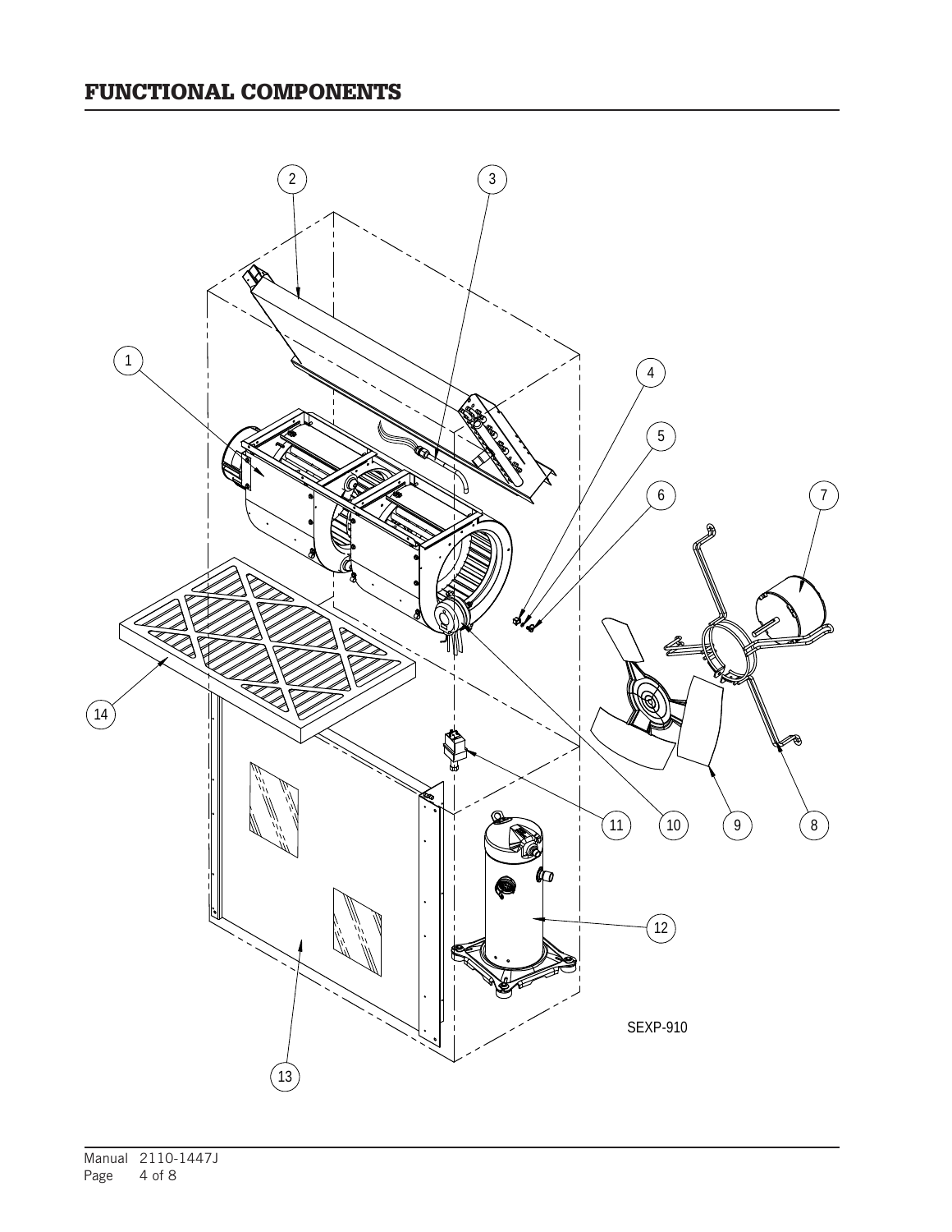# FUNCTIONAL COMPONENTS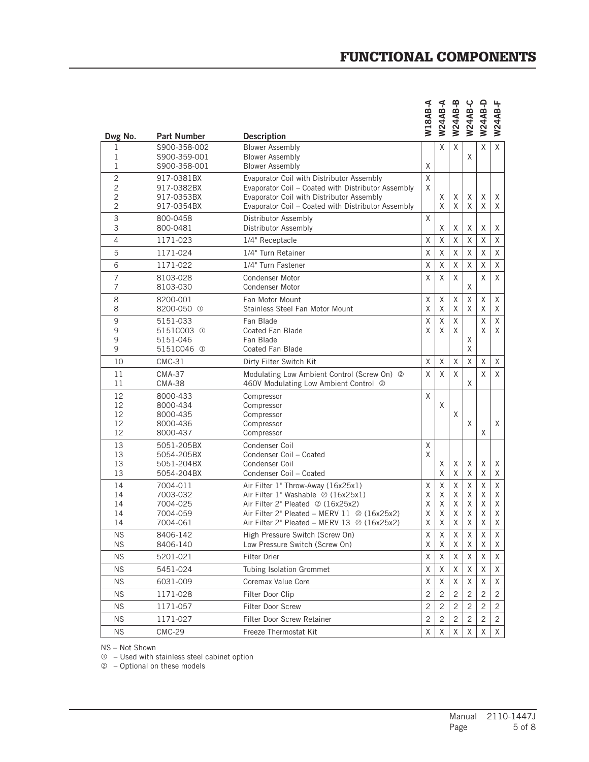# FUNCTIONAL COMPONENTS

| Dwg No. | Part Number | Description | W18AB-A | W24AB-A | W24AB-B | W24AB-C | W24AB-D | W24AB-F |
|---|---|---|---|---|---|---|---|---|
| 1 | S900-358-002 | Blower Assembly | | X | X | | X | X |
| 1 | S900-359-001 | Blower Assembly | | | | X | | |
| 1 | S900-358-001 | Blower Assembly | X | | | | | |
| 2 | 917-0381BX | Evaporator Coil with Distributor Assembly | X | | | | | |
| 2 | 917-0382BX | Evaporator Coil – Coated with Distributor Assembly | X | | | | | |
| 2 | 917-0353BX | Evaporator Coil with Distributor Assembly | | X | X | X | X | X |
| 2 | 917-0354BX | Evaporator Coil – Coated with Distributor Assembly | | X | X | X | X | X |
| 3 | 800-0458 | Distributor Assembly | X | | | | | |
| 3 | 800-0481 | Distributor Assembly | | X | X | X | X | X |
| 4 | 1171-023 | 1/4" Receptacle | X | X | X | X | X | X |
| 5 | 1171-024 | 1/4" Turn Retainer | X | X | X | X | X | X |
| 6 | 1171-022 | 1/4" Turn Fastener | X | X | X | X | X | X |
| 7 | 8103-028 | Condenser Motor | X | X | X | | X | X |
| 7 | 8103-030 | Condenser Motor | | | | X | | |
| 8 | 8200-001 | Fan Motor Mount | X | X | X | X | X | X |
| 8 | 8200-050 ① | Stainless Steel Fan Motor Mount | X | X | X | X | X | X |
| 9 | 5151-033 | Fan Blade | X | X | X | | X | X |
| 9 | 5151C003 ① | Coated Fan Blade | X | X | X | | X | X |
| 9 | 5151-046 | Fan Blade | | | | X | | |
| 9 | 5151C046 ① | Coated Fan Blade | | | | X | | |
| 10 | CMC-31 | Dirty Filter Switch Kit | X | X | X | X | X | X |
| 11 | CMA-37 | Modulating Low Ambient Control (Screw On) ② | X | X | X | | X | X |
| 11 | CMA-38 | 460V Modulating Low Ambient Control ② | | | | X | | |
| 12 | 8000-433 | Compressor | X | | | | | |
| 12 | 8000-434 | Compressor | | X | | | | |
| 12 | 8000-435 | Compressor | | | X | | | |
| 12 | 8000-436 | Compressor | | | | X | | X |
| 12 | 8000-437 | Compressor | | | | | X | |
| 13 | 5051-205BX | Condenser Coil | X | | | | | |
| 13 | 5054-205BX | Condenser Coil – Coated | X | | | | | |
| 13 | 5051-204BX | Condenser Coil | | X | X | X | X | X |
| 13 | 5054-204BX | Condenser Coil – Coated | | X | X | X | X | X |
| 14 | 7004-011 | Air Filter 1" Throw-Away (16x25x1) | X | X | X | X | X | X |
| 14 | 7003-032 | Air Filter 1" Washable ② (16x25x1) | X | X | X | X | X | X |
| 14 | 7004-025 | Air Filter 2" Pleated ② (16x25x2) | X | X | X | X | X | X |
| 14 | 7004-059 | Air Filter 2" Pleated – MERV 11 ② (16x25x2) | X | X | X | X | X | X |
| 14 | 7004-061 | Air Filter 2" Pleated – MERV 13 ② (16x25x2) | X | X | X | X | X | X |
| NS | 8406-142 | High Pressure Switch (Screw On) | X | X | X | X | X | X |
| NS | 8406-140 | Low Pressure Switch (Screw On) | X | X | X | X | X | X |
| NS | 5201-021 | Filter Drier | X | X | X | X | X | X |
| NS | 5451-024 | Tubing Isolation Grommet | X | X | X | X | X | X |
| NS | 6031-009 | Coremax Value Core | X | X | X | X | X | X |
| NS | 1171-028 | Filter Door Clip | 2 | 2 | 2 | 2 | 2 | 2 |
| NS | 1171-057 | Filter Door Screw | 2 | 2 | 2 | 2 | 2 | 2 |
| NS | 1171-027 | Filter Door Screw Retainer | 2 | 2 | 2 | 2 | 2 | 2 |
| NS | CMC-29 | Freeze Thermostat Kit | X | X | X | X | X | X |

NS – Not Shown

① – Used with stainless steel cabinet option

② – Optional on these models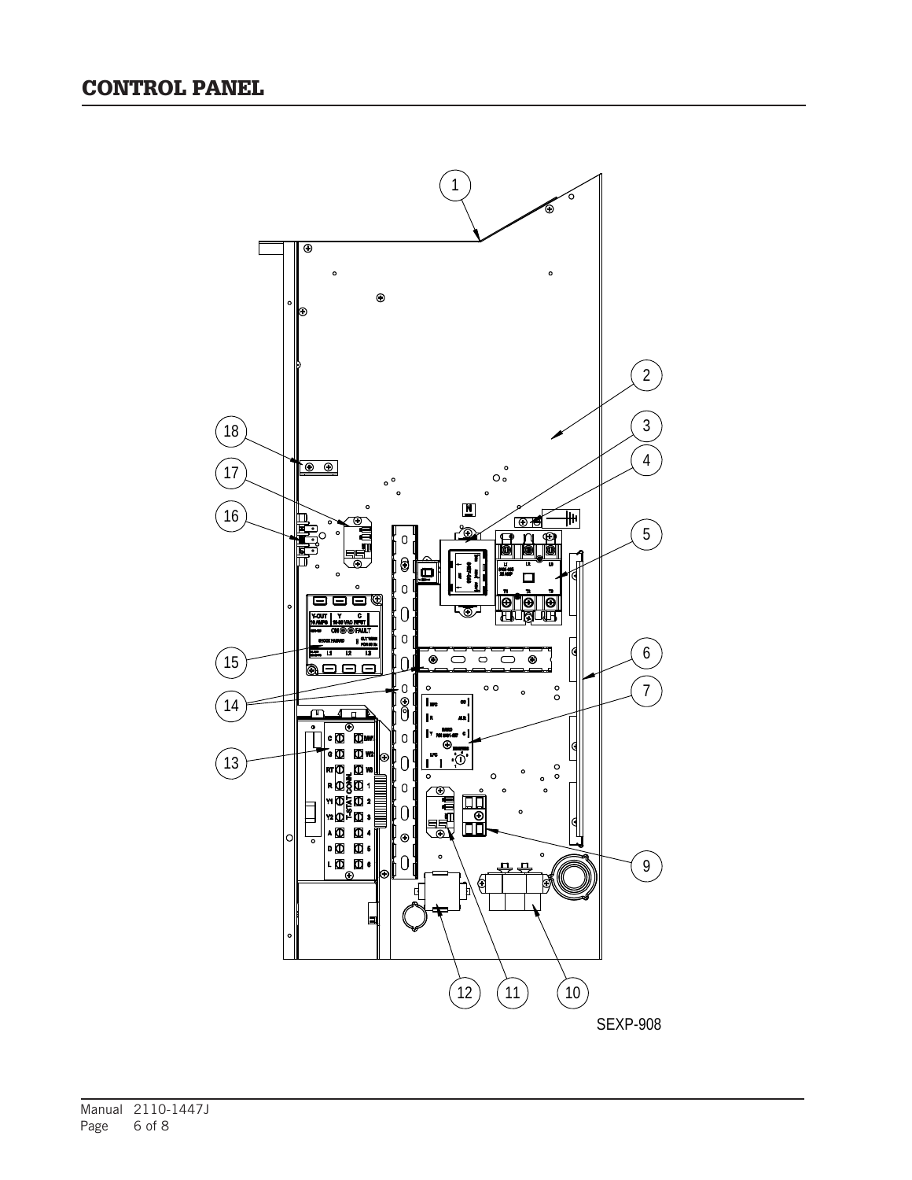# CONTROL PANEL

SEXP-908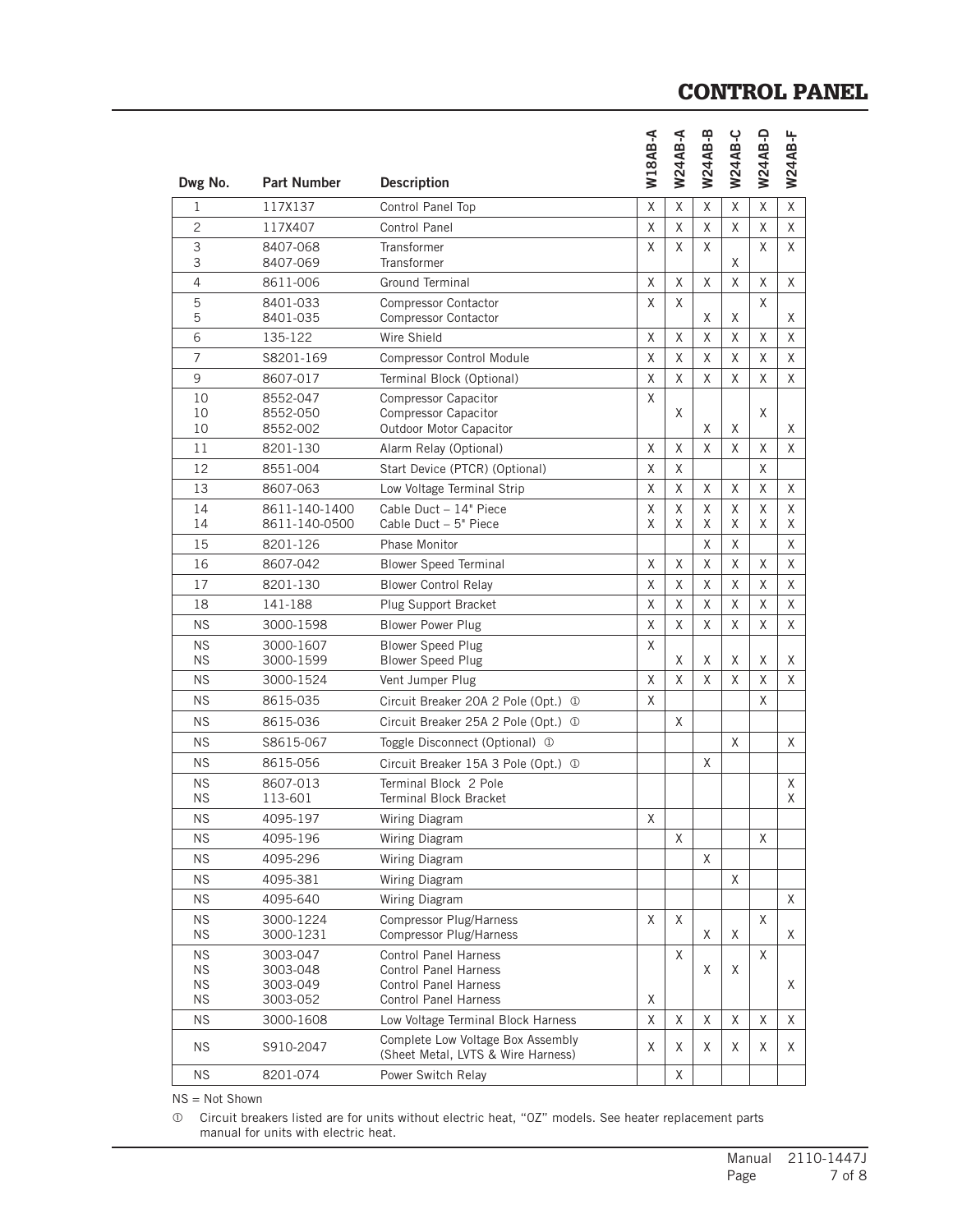# CONTROL PANEL

| Dwg No. | Part Number | Description | W18AB-A | W24AB-A | W24AB-B | W24AB-C | W24AB-D | W24AB-F |
|---|---|---|---|---|---|---|---|---|
| 1 | 117X137 | Control Panel Top | X | X | X | X | X | X |
| 2 | 117X407 | Control Panel | X | X | X | X | X | X |
| 3 | 8407-068 | Transformer | X | X | X | | X | X |
| 3 | 8407-069 | Transformer | | | | X | | |
| 4 | 8611-006 | Ground Terminal | X | X | X | X | X | X |
| 5 | 8401-033 | Compressor Contactor | X | X | | | X | |
| 5 | 8401-035 | Compressor Contactor | | | X | X | | X |
| 6 | 135-122 | Wire Shield | X | X | X | X | X | X |
| 7 | S8201-169 | Compressor Control Module | X | X | X | X | X | X |
| 9 | 8607-017 | Terminal Block (Optional) | X | X | X | X | X | X |
| 10 | 8552-047 | Compressor Capacitor | X | | | | | |
| 10 | 8552-050 | Compressor Capacitor | | X | | | X | |
| 10 | 8552-002 | Outdoor Motor Capacitor | | | X | X | | X |
| 11 | 8201-130 | Alarm Relay (Optional) | X | X | X | X | X | X |
| 12 | 8551-004 | Start Device (PTCR) (Optional) | X | X | | | X | |
| 13 | 8607-063 | Low Voltage Terminal Strip | X | X | X | X | X | X |
| 14 | 8611-140-1400 | Cable Duct – 14" Piece | X | X | X | X | X | X |
| 14 | 8611-140-0500 | Cable Duct – 5" Piece | X | X | X | X | X | X |
| 15 | 8201-126 | Phase Monitor | | | X | X | | X |
| 16 | 8607-042 | Blower Speed Terminal | X | X | X | X | X | X |
| 17 | 8201-130 | Blower Control Relay | X | X | X | X | X | X |
| 18 | 141-188 | Plug Support Bracket | X | X | X | X | X | X |
| NS | 3000-1598 | Blower Power Plug | X | X | X | X | X | X |
| NS | 3000-1607 | Blower Speed Plug | X | | | | | |
| NS | 3000-1599 | Blower Speed Plug | | X | X | X | X | X |
| NS | 3000-1524 | Vent Jumper Plug | X | X | X | X | X | X |
| NS | 8615-035 | Circuit Breaker 20A 2 Pole (Opt.) ① | X | | | | X | |
| NS | 8615-036 | Circuit Breaker 25A 2 Pole (Opt.) ① | | X | | | | |
| NS | S8615-067 | Toggle Disconnect (Optional) ① | | | | X | | X |
| NS | 8615-056 | Circuit Breaker 15A 3 Pole (Opt.) ① | | | X | | | |
| NS | 8607-013 | Terminal Block 2 Pole | | | | | | X |
| NS | 113-601 | Terminal Block Bracket | | | | | | X |
| NS | 4095-197 | Wiring Diagram | X | | | | | |
| NS | 4095-196 | Wiring Diagram | | X | | | X | |
| NS | 4095-296 | Wiring Diagram | | | X | | | |
| NS | 4095-381 | Wiring Diagram | | | | X | | |
| NS | 4095-640 | Wiring Diagram | | | | | | X |
| NS | 3000-1224 | Compressor Plug/Harness | X | X | | | X | |
| NS | 3000-1231 | Compressor Plug/Harness | | | X | X | | X |
| NS | 3003-047 | Control Panel Harness | | X | | | X | |
| NS | 3003-048 | Control Panel Harness | | | X | X | | |
| NS | 3003-049 | Control Panel Harness | | | | | | X |
| NS | 3003-052 | Control Panel Harness | X | | | | | |
| NS | 3000-1608 | Low Voltage Terminal Block Harness | X | X | X | X | X | X |
| NS | S910-2047 | Complete Low Voltage Box Assembly (Sheet Metal, LVTS & Wire Harness) | X | X | X | X | X | X |
| NS | 8201-074 | Power Switch Relay | | X | | | | |

NS = Not Shown

① Circuit breakers listed are for units without electric heat, "OZ" models. See heater replacement parts manual for units with electric heat.

Manual 2110-1447J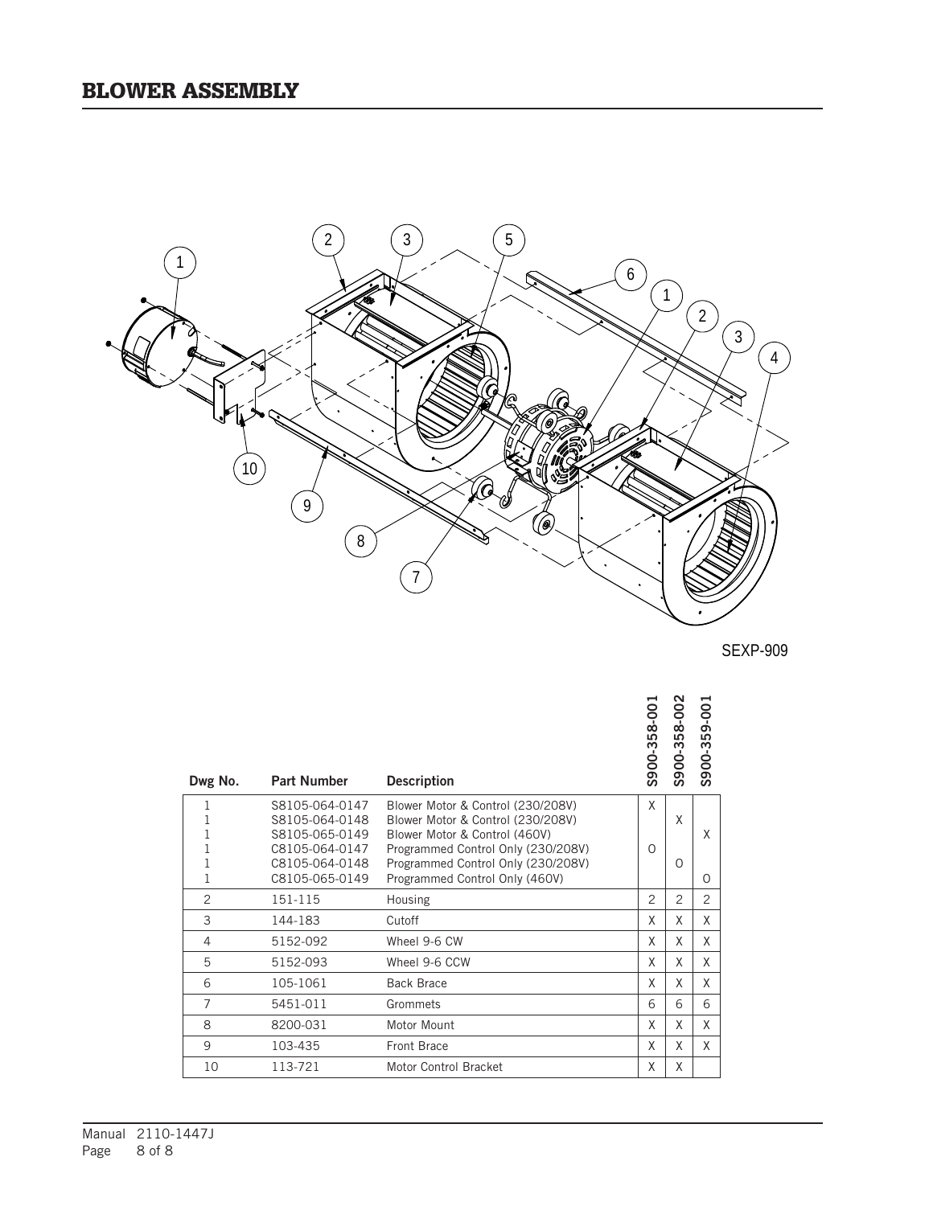# BLOWER ASSEMBLY

SEXP-909

| Dwg No. | Part Number | Description | S900-358-001 | S900-358-002 | S900-359-001 |
|---|---|---|---|---|---|
| 1 | S8105-064-0147 | Blower Motor & Control (230/208V) | X | | |
| 1 | S8105-064-0148 | Blower Motor & Control (230/208V) | | X | |
| 1 | S8105-065-0149 | Blower Motor & Control (460V) | | | X |
| 1 | C8105-064-0147 | Programmed Control Only (230/208V) | O | | |
| 1 | C8105-064-0148 | Programmed Control Only (230/208V) | | O | |
| 1 | C8105-065-0149 | Programmed Control Only (460V) | | | O |
| 2 | 151-115 | Housing | 2 | 2 | 2 |
| 3 | 144-183 | Cutoff | X | X | X |
| 4 | 5152-092 | Wheel 9-6 CW | X | X | X |
| 5 | 5152-093 | Wheel 9-6 CCW | X | X | X |
| 6 | 105-1061 | Back Brace | X | X | X |
| 7 | 5451-011 | Grommets | 6 | 6 | 6 |
| 8 | 8200-031 | Motor Mount | X | X | X |
| 9 | 103-435 | Front Brace | X | X | X |
| 10 | 113-721 | Motor Control Bracket | X | X | |

Manual 2110-1447J